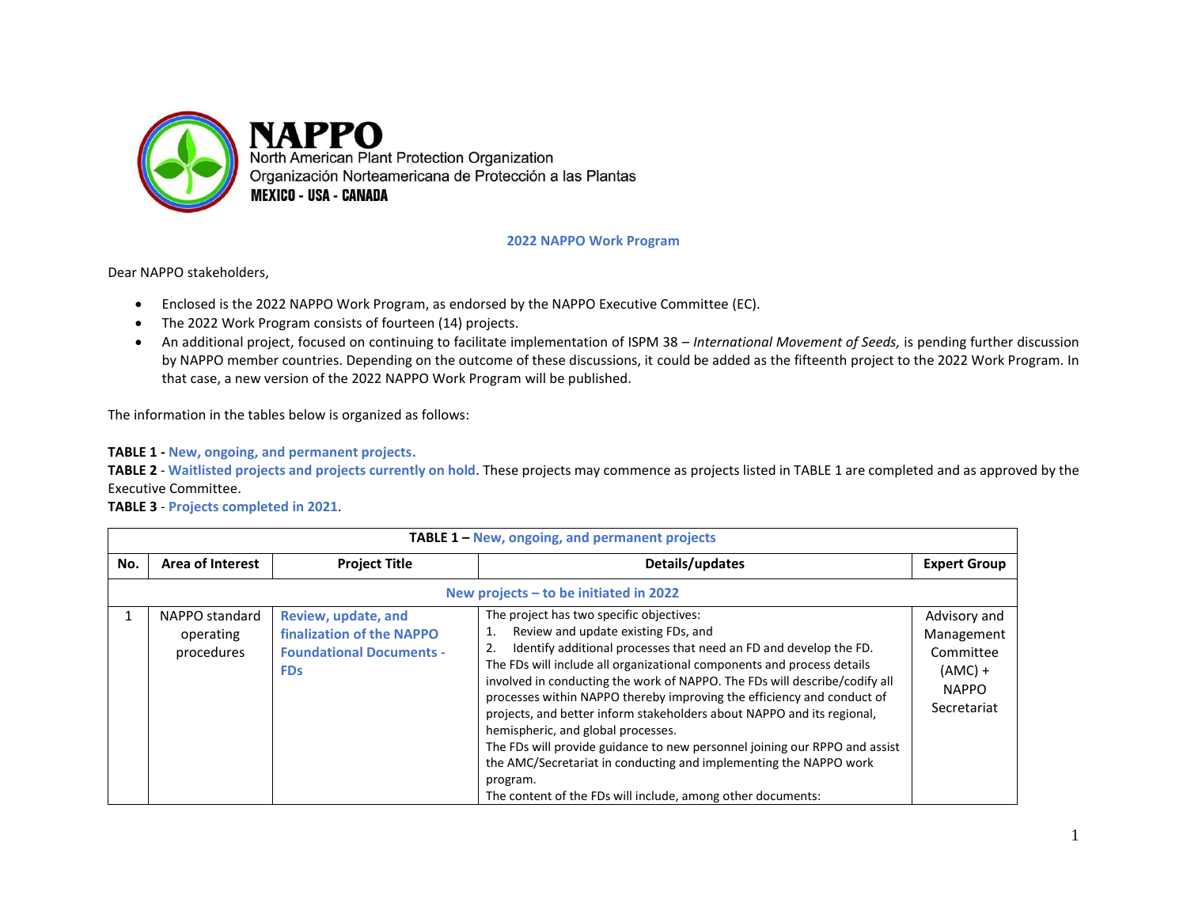**NAPPO**
North American Plant Protection Organization
Organización Norteamericana de Protección a las Plantas
**MEXICO - USA - CANADA**

## 2022 NAPPO Work Program

Dear NAPPO stakeholders,

- Enclosed is the 2022 NAPPO Work Program, as endorsed by the NAPPO Executive Committee (EC).
- The 2022 Work Program consists of fourteen (14) projects.
- An additional project, focused on continuing to facilitate implementation of ISPM 38 – *International Movement of Seeds,* is pending further discussion by NAPPO member countries. Depending on the outcome of these discussions, it could be added as the fifteenth project to the 2022 Work Program. In that case, a new version of the 2022 NAPPO Work Program will be published.

The information in the tables below is organized as follows:

**TABLE 1 - New, ongoing, and permanent projects.**
**TABLE 2** - **Waitlisted projects and projects currently on hold**. These projects may commence as projects listed in TABLE 1 are completed and as approved by the Executive Committee.
**TABLE 3** - **Projects completed in 2021**.

**TABLE 1 – New, ongoing, and permanent projects**

| No. | Area of Interest | Project Title | Details/updates | Expert Group |
|---|---|---|---|---|
| **New projects – to be initiated in 2022** | | | | |
| 1 | NAPPO standard operating procedures | **Review, update, and finalization of the NAPPO Foundational Documents - FDs** | The project has two specific objectives:<br>1. Review and update existing FDs, and<br>2. Identify additional processes that need an FD and develop the FD.<br>The FDs will include all organizational components and process details involved in conducting the work of NAPPO. The FDs will describe/codify all processes within NAPPO thereby improving the efficiency and conduct of projects, and better inform stakeholders about NAPPO and its regional, hemispheric, and global processes.<br>The FDs will provide guidance to new personnel joining our RPPO and assist the AMC/Secretariat in conducting and implementing the NAPPO work program.<br>The content of the FDs will include, among other documents: | Advisory and Management Committee (AMC) + NAPPO Secretariat |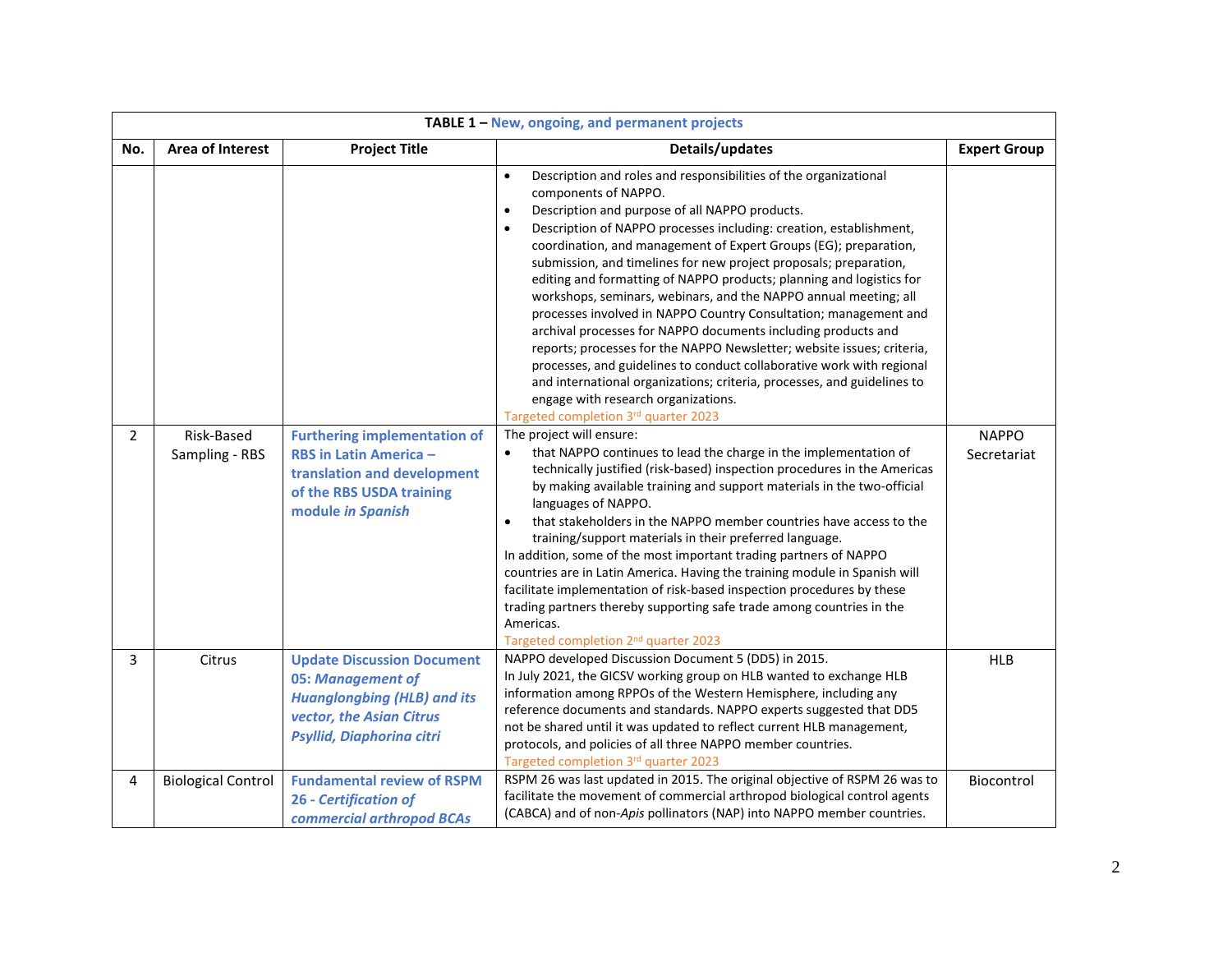| TABLE 1 – New, ongoing, and permanent projects | | | | |
|---|---|---|---|---|
| **No.** | **Area of Interest** | **Project Title** | **Details/updates** | **Expert Group** |
| | | | • Description and roles and responsibilities of the organizational components of NAPPO.<br>• Description and purpose of all NAPPO products.<br>• Description of NAPPO processes including: creation, establishment, coordination, and management of Expert Groups (EG); preparation, submission, and timelines for new project proposals; preparation, editing and formatting of NAPPO products; planning and logistics for workshops, seminars, webinars, and the NAPPO annual meeting; all processes involved in NAPPO Country Consultation; management and archival processes for NAPPO documents including products and reports; processes for the NAPPO Newsletter; website issues; criteria, processes, and guidelines to conduct collaborative work with regional and international organizations; criteria, processes, and guidelines to engage with research organizations.<br>Targeted completion 3rd quarter 2023 | |
| 2 | Risk-Based Sampling - RBS | **Furthering implementation of RBS in Latin America – translation and development of the RBS USDA training module *in Spanish*** | The project will ensure:<br>• that NAPPO continues to lead the charge in the implementation of technically justified (risk-based) inspection procedures in the Americas by making available training and support materials in the two-official languages of NAPPO.<br>• that stakeholders in the NAPPO member countries have access to the training/support materials in their preferred language.<br>In addition, some of the most important trading partners of NAPPO countries are in Latin America. Having the training module in Spanish will facilitate implementation of risk-based inspection procedures by these trading partners thereby supporting safe trade among countries in the Americas.<br>Targeted completion 2nd quarter 2023 | NAPPO Secretariat |
| 3 | Citrus | **Update Discussion Document 05: *Management of Huanglongbing (HLB) and its vector, the Asian Citrus Psyllid, Diaphorina citri*** | NAPPO developed Discussion Document 5 (DD5) in 2015.<br>In July 2021, the GICSV working group on HLB wanted to exchange HLB information among RPPOs of the Western Hemisphere, including any reference documents and standards. NAPPO experts suggested that DD5 not be shared until it was updated to reflect current HLB management, protocols, and policies of all three NAPPO member countries.<br>Targeted completion 3rd quarter 2023 | HLB |
| 4 | Biological Control | **Fundamental review of RSPM 26 - *Certification of commercial arthropod BCAs*** | RSPM 26 was last updated in 2015. The original objective of RSPM 26 was to facilitate the movement of commercial arthropod biological control agents (CABCA) and of non-*Apis* pollinators (NAP) into NAPPO member countries. | Biocontrol |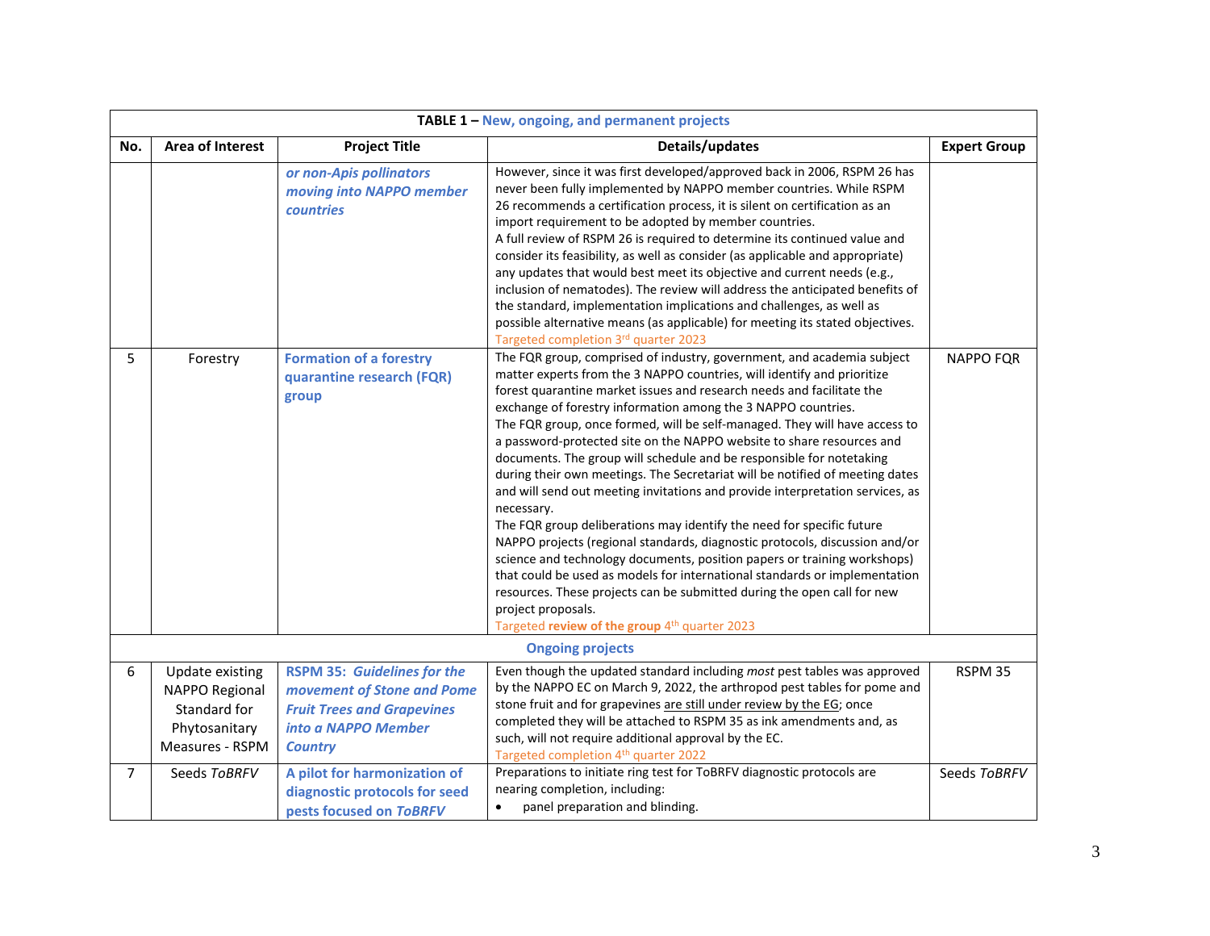| TABLE 1 – New, ongoing, and permanent projects | | | | |
|---|---|---|---|---|
| **No.** | **Area of Interest** | **Project Title** | **Details/updates** | **Expert Group** |
| | | ***or non-Apis pollinators moving into NAPPO member countries*** | However, since it was first developed/approved back in 2006, RSPM 26 has never been fully implemented by NAPPO member countries. While RSPM 26 recommends a certification process, it is silent on certification as an import requirement to be adopted by member countries.<br>A full review of RSPM 26 is required to determine its continued value and consider its feasibility, as well as consider (as applicable and appropriate) any updates that would best meet its objective and current needs (e.g., inclusion of nematodes). The review will address the anticipated benefits of the standard, implementation implications and challenges, as well as possible alternative means (as applicable) for meeting its stated objectives.<br>Targeted completion 3rd quarter 2023 | |
| 5 | Forestry | **Formation of a forestry quarantine research (FQR) group** | The FQR group, comprised of industry, government, and academia subject matter experts from the 3 NAPPO countries, will identify and prioritize forest quarantine market issues and research needs and facilitate the exchange of forestry information among the 3 NAPPO countries.<br>The FQR group, once formed, will be self-managed. They will have access to a password-protected site on the NAPPO website to share resources and documents. The group will schedule and be responsible for notetaking during their own meetings. The Secretariat will be notified of meeting dates and will send out meeting invitations and provide interpretation services, as necessary.<br>The FQR group deliberations may identify the need for specific future NAPPO projects (regional standards, diagnostic protocols, discussion and/or science and technology documents, position papers or training workshops) that could be used as models for international standards or implementation resources. These projects can be submitted during the open call for new project proposals.<br>Targeted **review of the group** 4th quarter 2023 | NAPPO FQR |
| | | **Ongoing projects** | | |
| 6 | Update existing NAPPO Regional Standard for Phytosanitary Measures - RSPM | **RSPM 35: *Guidelines for the movement of Stone and Pome Fruit Trees and Grapevines into a NAPPO Member Country*** | Even though the updated standard including *most* pest tables was approved by the NAPPO EC on March 9, 2022, the arthropod pest tables for pome and stone fruit and for grapevines <u>are still under review by the EG</u>; once completed they will be attached to RSPM 35 as ink amendments and, as such, will not require additional approval by the EC.<br>Targeted completion 4th quarter 2022 | RSPM 35 |
| 7 | Seeds *ToBRFV* | **A pilot for harmonization of diagnostic protocols for seed pests focused on *ToBRFV*** | Preparations to initiate ring test for ToBRFV diagnostic protocols are nearing completion, including:<br>• panel preparation and blinding. | Seeds *ToBRFV* |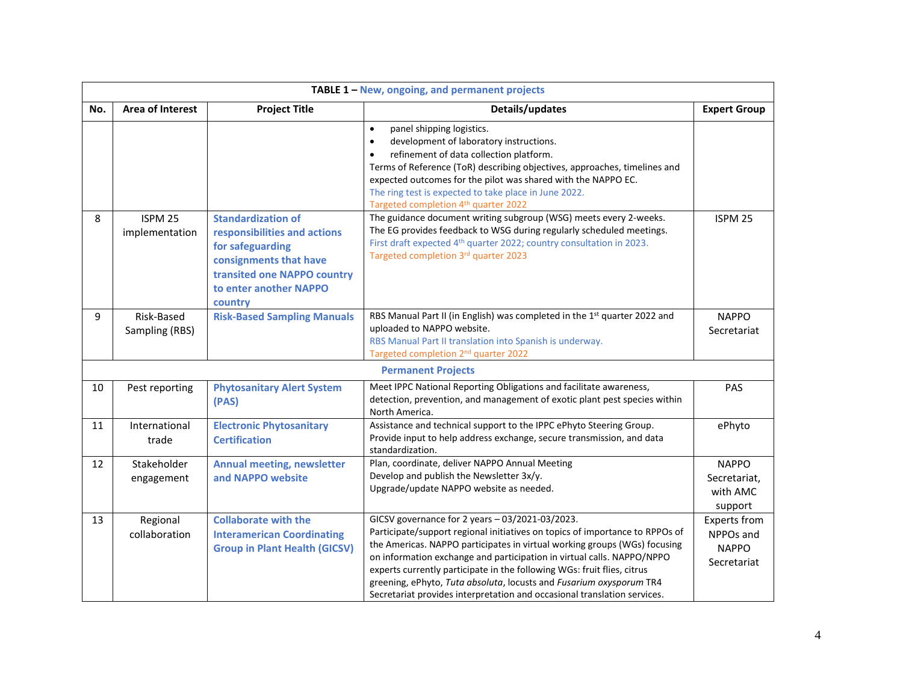| TABLE 1 – New, ongoing, and permanent projects | | | | |
|---|---|---|---|---|
| **No.** | **Area of Interest** | **Project Title** | **Details/updates** | **Expert Group** |
| | | | • panel shipping logistics.<br>• development of laboratory instructions.<br>• refinement of data collection platform.<br>Terms of Reference (ToR) describing objectives, approaches, timelines and expected outcomes for the pilot was shared with the NAPPO EC.<br>The ring test is expected to take place in June 2022.<br>Targeted completion 4th quarter 2022 | |
| 8 | ISPM 25 implementation | **Standardization of responsibilities and actions for safeguarding consignments that have transited one NAPPO country to enter another NAPPO country** | The guidance document writing subgroup (WSG) meets every 2-weeks.<br>The EG provides feedback to WSG during regularly scheduled meetings.<br>First draft expected 4th quarter 2022; country consultation in 2023.<br>Targeted completion 3rd quarter 2023 | ISPM 25 |
| 9 | Risk-Based Sampling (RBS) | **Risk-Based Sampling Manuals** | RBS Manual Part II (in English) was completed in the 1st quarter 2022 and uploaded to NAPPO website.<br>RBS Manual Part II translation into Spanish is underway.<br>Targeted completion 2nd quarter 2022 | NAPPO Secretariat |
| **Permanent Projects** | | | | |
| 10 | Pest reporting | **Phytosanitary Alert System (PAS)** | Meet IPPC National Reporting Obligations and facilitate awareness, detection, prevention, and management of exotic plant pest species within North America. | PAS |
| 11 | International trade | **Electronic Phytosanitary Certification** | Assistance and technical support to the IPPC ePhyto Steering Group.<br>Provide input to help address exchange, secure transmission, and data standardization. | ePhyto |
| 12 | Stakeholder engagement | **Annual meeting, newsletter and NAPPO website** | Plan, coordinate, deliver NAPPO Annual Meeting<br>Develop and publish the Newsletter 3x/y.<br>Upgrade/update NAPPO website as needed. | NAPPO Secretariat, with AMC support |
| 13 | Regional collaboration | **Collaborate with the Interamerican Coordinating Group in Plant Health (GICSV)** | GICSV governance for 2 years – 03/2021-03/2023.<br>Participate/support regional initiatives on topics of importance to RPPOs of the Americas. NAPPO participates in virtual working groups (WGs) focusing on information exchange and participation in virtual calls. NAPPO/NPPO experts currently participate in the following WGs: fruit flies, citrus greening, ePhyto, *Tuta absoluta*, locusts and *Fusarium oxysporum* TR4<br>Secretariat provides interpretation and occasional translation services. | Experts from NPPOs and NAPPO Secretariat |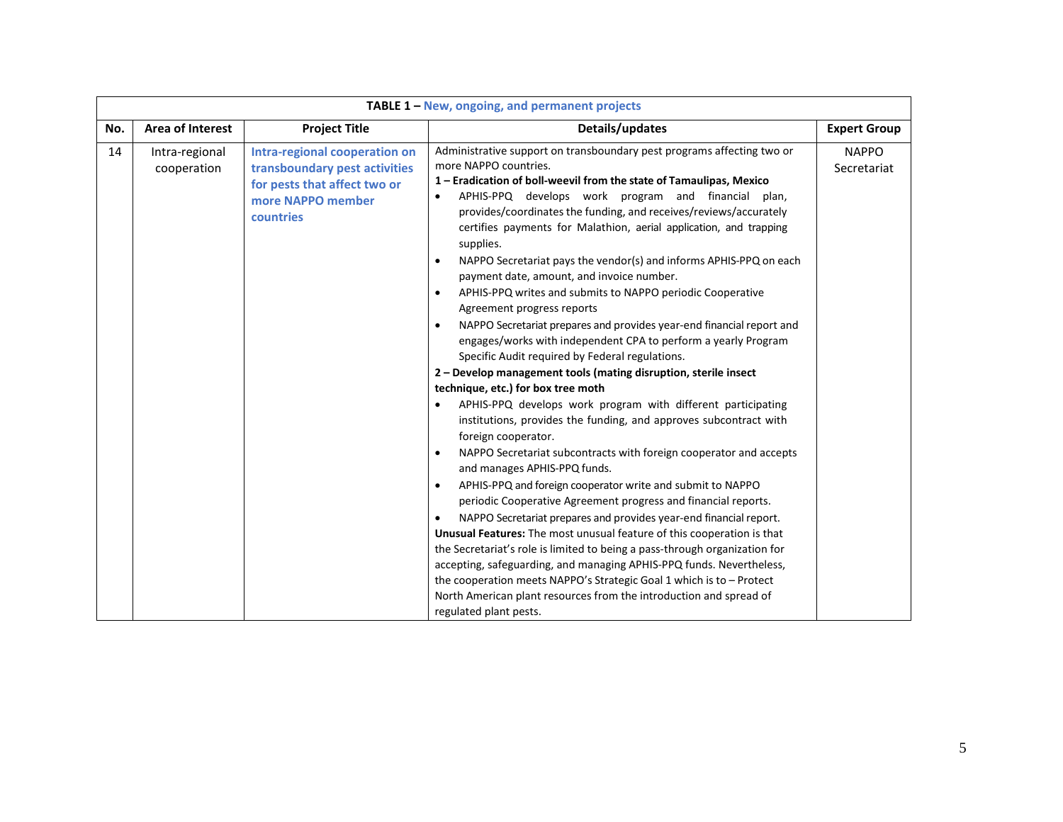| TABLE 1 – New, ongoing, and permanent projects | | | | |
|---|---|---|---|---|
| **No.** | **Area of Interest** | **Project Title** | **Details/updates** | **Expert Group** |
| 14 | Intra-regional cooperation | **Intra-regional cooperation on transboundary pest activities for pests that affect two or more NAPPO member countries** | Administrative support on transboundary pest programs affecting two or more NAPPO countries.<br>**1 – Eradication of boll-weevil from the state of Tamaulipas, Mexico**<br>• APHIS-PPQ develops work program and financial plan, provides/coordinates the funding, and receives/reviews/accurately certifies payments for Malathion, aerial application, and trapping supplies.<br>• NAPPO Secretariat pays the vendor(s) and informs APHIS-PPQ on each payment date, amount, and invoice number.<br>• APHIS-PPQ writes and submits to NAPPO periodic Cooperative Agreement progress reports<br>• NAPPO Secretariat prepares and provides year-end financial report and engages/works with independent CPA to perform a yearly Program Specific Audit required by Federal regulations.<br>**2 – Develop management tools (mating disruption, sterile insect technique, etc.) for box tree moth**<br>• APHIS-PPQ develops work program with different participating institutions, provides the funding, and approves subcontract with foreign cooperator.<br>• NAPPO Secretariat subcontracts with foreign cooperator and accepts and manages APHIS-PPQ funds.<br>• APHIS-PPQ and foreign cooperator write and submit to NAPPO periodic Cooperative Agreement progress and financial reports.<br>• NAPPO Secretariat prepares and provides year-end financial report.<br>**Unusual Features:** The most unusual feature of this cooperation is that the Secretariat's role is limited to being a pass-through organization for accepting, safeguarding, and managing APHIS-PPQ funds. Nevertheless, the cooperation meets NAPPO's Strategic Goal 1 which is to – Protect North American plant resources from the introduction and spread of regulated plant pests. | NAPPO Secretariat |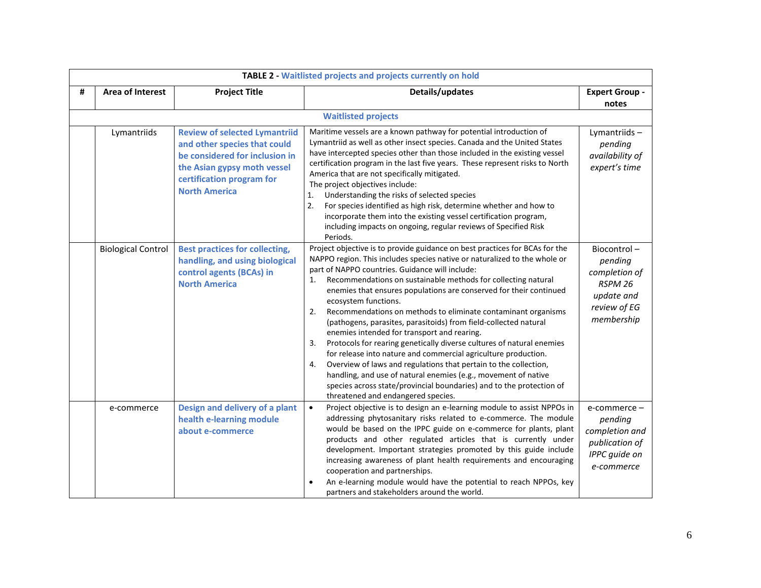| TABLE 2 - Waitlisted projects and projects currently on hold | | | | |
|---|---|---|---|---|
| # | Area of Interest | Project Title | Details/updates | Expert Group - notes |
| | | | **Waitlisted projects** | |
| | Lymantriids | **Review of selected Lymantriid and other species that could be considered for inclusion in the Asian gypsy moth vessel certification program for North America** | Maritime vessels are a known pathway for potential introduction of Lymantriid as well as other insect species. Canada and the United States have intercepted species other than those included in the existing vessel certification program in the last five years. These represent risks to North America that are not specifically mitigated.<br>The project objectives include:<br>1. Understanding the risks of selected species<br>2. For species identified as high risk, determine whether and how to incorporate them into the existing vessel certification program, including impacts on ongoing, regular reviews of Specified Risk Periods. | Lymantriids – *pending availability of expert's time* |
| | Biological Control | **Best practices for collecting, handling, and using biological control agents (BCAs) in North America** | Project objective is to provide guidance on best practices for BCAs for the NAPPO region. This includes species native or naturalized to the whole or part of NAPPO countries. Guidance will include:<br>1. Recommendations on sustainable methods for collecting natural enemies that ensures populations are conserved for their continued ecosystem functions.<br>2. Recommendations on methods to eliminate contaminant organisms (pathogens, parasites, parasitoids) from field-collected natural enemies intended for transport and rearing.<br>3. Protocols for rearing genetically diverse cultures of natural enemies for release into nature and commercial agriculture production.<br>4. Overview of laws and regulations that pertain to the collection, handling, and use of natural enemies (e.g., movement of native species across state/provincial boundaries) and to the protection of threatened and endangered species. | Biocontrol – *pending completion of RSPM 26 update and review of EG membership* |
| | e-commerce | **Design and delivery of a plant health e-learning module about e-commerce** | • Project objective is to design an e-learning module to assist NPPOs in addressing phytosanitary risks related to e-commerce. The module would be based on the IPPC guide on e-commerce for plants, plant products and other regulated articles that is currently under development. Important strategies promoted by this guide include increasing awareness of plant health requirements and encouraging cooperation and partnerships.<br>• An e-learning module would have the potential to reach NPPOs, key partners and stakeholders around the world. | e-commerce – *pending completion and publication of IPPC guide on e-commerce* |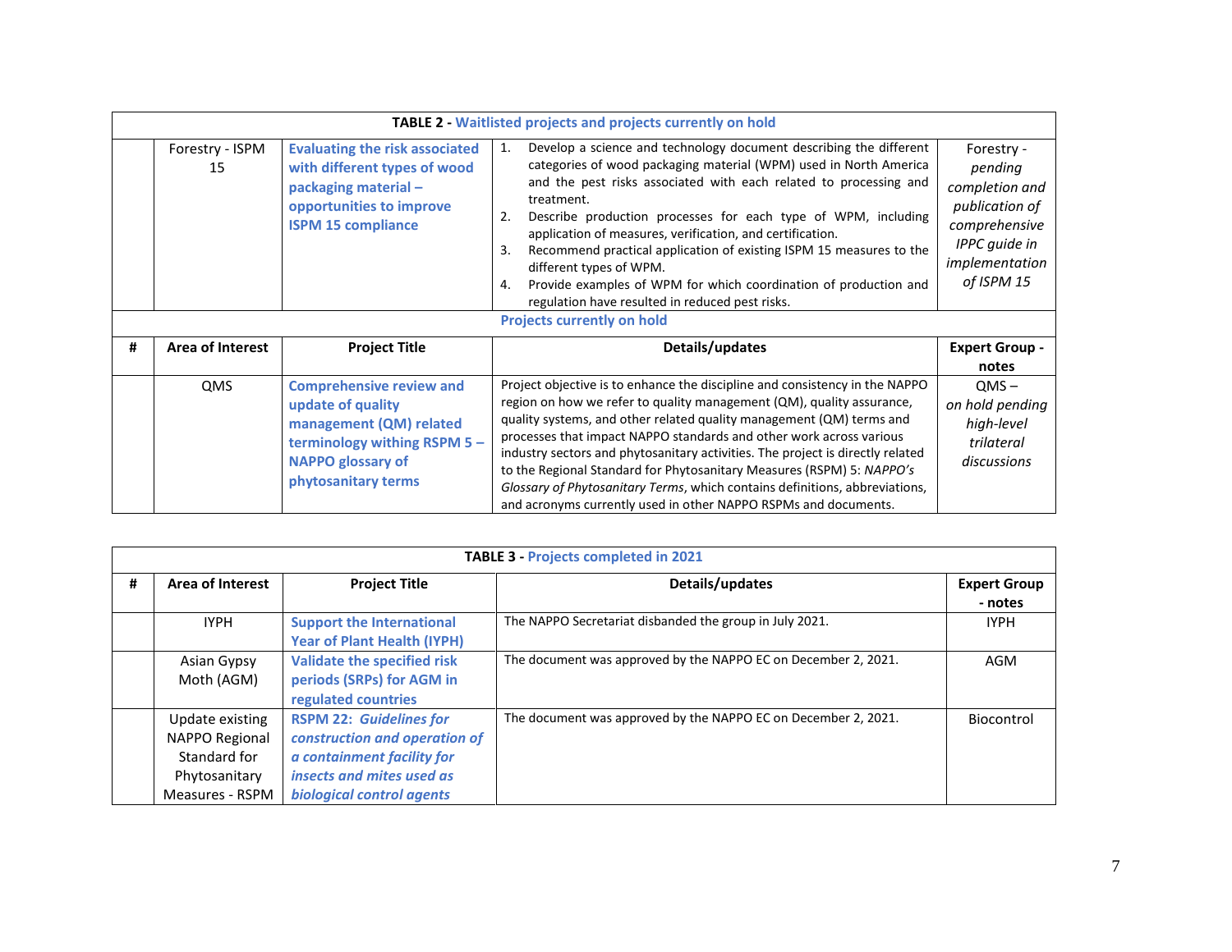**TABLE 2 - Waitlisted projects and projects currently on hold**

| # | Area of Interest | Project Title | Details/updates | Expert Group - notes |
|---|---|---|---|---|
| | Forestry - ISPM 15 | **Evaluating the risk associated with different types of wood packaging material – opportunities to improve ISPM 15 compliance** | 1. Develop a science and technology document describing the different categories of wood packaging material (WPM) used in North America and the pest risks associated with each related to processing and treatment.<br>2. Describe production processes for each type of WPM, including application of measures, verification, and certification.<br>3. Recommend practical application of existing ISPM 15 measures to the different types of WPM.<br>4. Provide examples of WPM for which coordination of production and regulation have resulted in reduced pest risks. | Forestry - *pending completion and publication of comprehensive IPPC guide in implementation of ISPM 15* |
| | | | **Projects currently on hold** | |
| **#** | **Area of Interest** | **Project Title** | **Details/updates** | **Expert Group - notes** |
| | QMS | **Comprehensive review and update of quality management (QM) related terminology withing RSPM 5 – NAPPO glossary of phytosanitary terms** | Project objective is to enhance the discipline and consistency in the NAPPO region on how we refer to quality management (QM), quality assurance, quality systems, and other related quality management (QM) terms and processes that impact NAPPO standards and other work across various industry sectors and phytosanitary activities. The project is directly related to the Regional Standard for Phytosanitary Measures (RSPM) 5: *NAPPO's Glossary of Phytosanitary Terms*, which contains definitions, abbreviations, and acronyms currently used in other NAPPO RSPMs and documents. | QMS – *on hold pending high-level trilateral discussions* |

**TABLE 3 - Projects completed in 2021**

| # | Area of Interest | Project Title | Details/updates | Expert Group - notes |
|---|---|---|---|---|
| | IYPH | **Support the International Year of Plant Health (IYPH)** | The NAPPO Secretariat disbanded the group in July 2021. | IYPH |
| | Asian Gypsy Moth (AGM) | **Validate the specified risk periods (SRPs) for AGM in regulated countries** | The document was approved by the NAPPO EC on December 2, 2021. | AGM |
| | Update existing NAPPO Regional Standard for Phytosanitary Measures - RSPM | **RSPM 22: *Guidelines for construction and operation of a containment facility for insects and mites used as biological control agents*** | The document was approved by the NAPPO EC on December 2, 2021. | Biocontrol |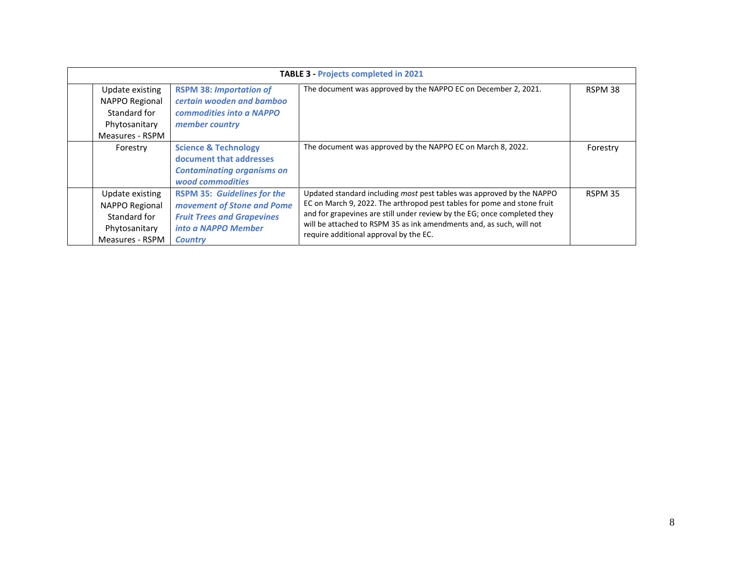| TABLE 3 - Projects completed in 2021 | | | | |
|---|---|---|---|---|
| | Update existing NAPPO Regional Standard for Phytosanitary Measures - RSPM | **RSPM 38: *Importation of certain wooden and bamboo commodities into a NAPPO member country*** | The document was approved by the NAPPO EC on December 2, 2021. | RSPM 38 |
| | Forestry | **Science & Technology document that addresses *Contaminating organisms on wood commodities*** | The document was approved by the NAPPO EC on March 8, 2022. | Forestry |
| | Update existing NAPPO Regional Standard for Phytosanitary Measures - RSPM | **RSPM 35: *Guidelines for the movement of Stone and Pome Fruit Trees and Grapevines into a NAPPO Member Country*** | Updated standard including *most* pest tables was approved by the NAPPO EC on March 9, 2022. The arthropod pest tables for pome and stone fruit and for grapevines are still under review by the EG; once completed they will be attached to RSPM 35 as ink amendments and, as such, will not require additional approval by the EC. | RSPM 35 |